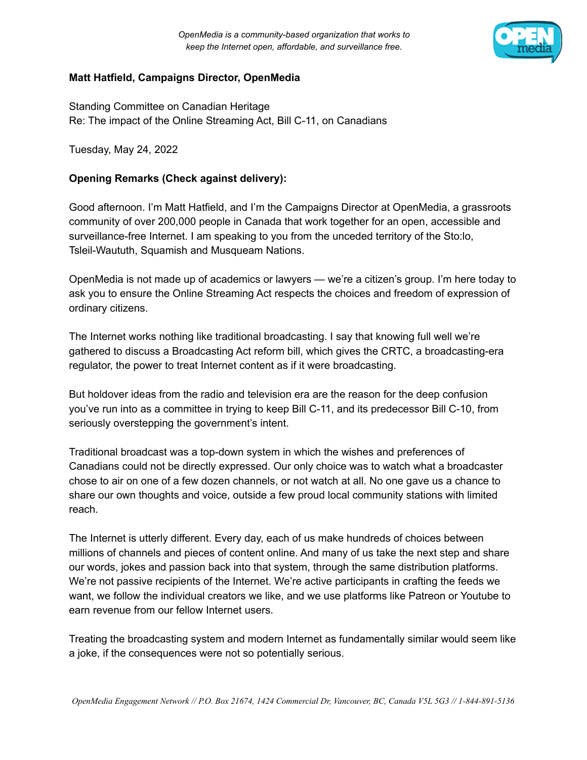*OpenMedia is a community-based organization that works to keep the Internet open, affordable, and surveillance free.*

**Matt Hatfield, Campaigns Director, OpenMedia**

Standing Committee on Canadian Heritage
Re: The impact of the Online Streaming Act, Bill C-11, on Canadians

Tuesday, May 24, 2022

**Opening Remarks (Check against delivery):**

Good afternoon. I'm Matt Hatfield, and I'm the Campaigns Director at OpenMedia, a grassroots community of over 200,000 people in Canada that work together for an open, accessible and surveillance-free Internet. I am speaking to you from the unceded territory of the Sto:lo, Tsleil-Waututh, Squamish and Musqueam Nations.

OpenMedia is not made up of academics or lawyers — we're a citizen's group. I'm here today to ask you to ensure the Online Streaming Act respects the choices and freedom of expression of ordinary citizens.

The Internet works nothing like traditional broadcasting. I say that knowing full well we're gathered to discuss a Broadcasting Act reform bill, which gives the CRTC, a broadcasting-era regulator, the power to treat Internet content as if it were broadcasting.

But holdover ideas from the radio and television era are the reason for the deep confusion you've run into as a committee in trying to keep Bill C-11, and its predecessor Bill C-10, from seriously overstepping the government's intent.

Traditional broadcast was a top-down system in which the wishes and preferences of Canadians could not be directly expressed. Our only choice was to watch what a broadcaster chose to air on one of a few dozen channels, or not watch at all. No one gave us a chance to share our own thoughts and voice, outside a few proud local community stations with limited reach.

The Internet is utterly different. Every day, each of us make hundreds of choices between millions of channels and pieces of content online. And many of us take the next step and share our words, jokes and passion back into that system, through the same distribution platforms. We're not passive recipients of the Internet. We're active participants in crafting the feeds we want, we follow the individual creators we like, and we use platforms like Patreon or Youtube to earn revenue from our fellow Internet users.

Treating the broadcasting system and modern Internet as fundamentally similar would seem like a joke, if the consequences were not so potentially serious.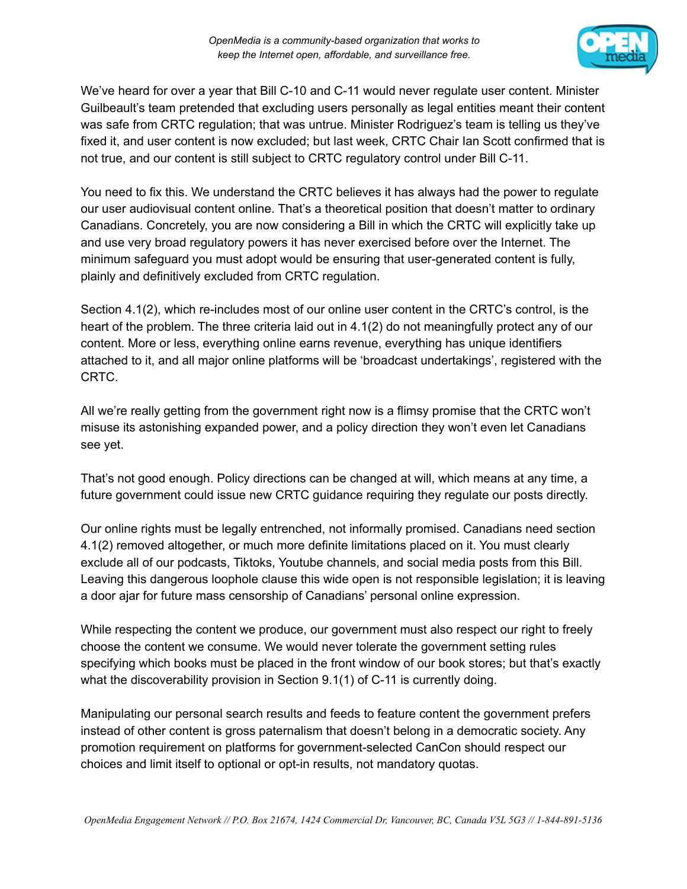We've heard for over a year that Bill C-10 and C-11 would never regulate user content. Minister Guilbeault's team pretended that excluding users personally as legal entities meant their content was safe from CRTC regulation; that was untrue. Minister Rodriguez's team is telling us they've fixed it, and user content is now excluded; but last week, CRTC Chair Ian Scott confirmed that is not true, and our content is still subject to CRTC regulatory control under Bill C-11.

You need to fix this. We understand the CRTC believes it has always had the power to regulate our user audiovisual content online. That's a theoretical position that doesn't matter to ordinary Canadians. Concretely, you are now considering a Bill in which the CRTC will explicitly take up and use very broad regulatory powers it has never exercised before over the Internet. The minimum safeguard you must adopt would be ensuring that user-generated content is fully, plainly and definitively excluded from CRTC regulation.

Section 4.1(2), which re-includes most of our online user content in the CRTC's control, is the heart of the problem. The three criteria laid out in 4.1(2) do not meaningfully protect any of our content. More or less, everything online earns revenue, everything has unique identifiers attached to it, and all major online platforms will be 'broadcast undertakings', registered with the CRTC.

All we're really getting from the government right now is a flimsy promise that the CRTC won't misuse its astonishing expanded power, and a policy direction they won't even let Canadians see yet.

That's not good enough. Policy directions can be changed at will, which means at any time, a future government could issue new CRTC guidance requiring they regulate our posts directly.

Our online rights must be legally entrenched, not informally promised. Canadians need section 4.1(2) removed altogether, or much more definite limitations placed on it. You must clearly exclude all of our podcasts, Tiktoks, Youtube channels, and social media posts from this Bill. Leaving this dangerous loophole clause this wide open is not responsible legislation; it is leaving a door ajar for future mass censorship of Canadians' personal online expression.

While respecting the content we produce, our government must also respect our right to freely choose the content we consume. We would never tolerate the government setting rules specifying which books must be placed in the front window of our book stores; but that's exactly what the discoverability provision in Section 9.1(1) of C-11 is currently doing.

Manipulating our personal search results and feeds to feature content the government prefers instead of other content is gross paternalism that doesn't belong in a democratic society. Any promotion requirement on platforms for government-selected CanCon should respect our choices and limit itself to optional or opt-in results, not mandatory quotas.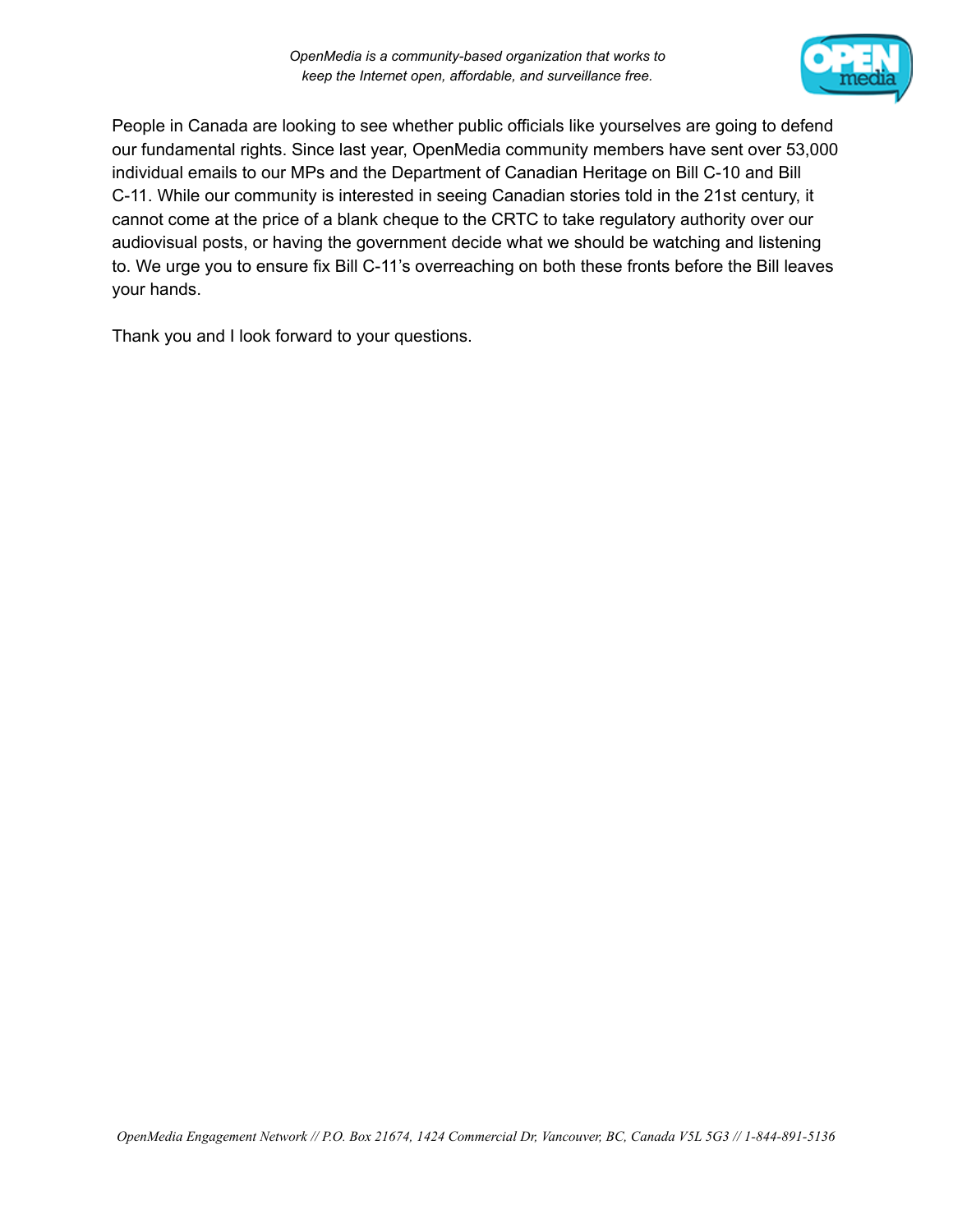People in Canada are looking to see whether public officials like yourselves are going to defend our fundamental rights. Since last year, OpenMedia community members have sent over 53,000 individual emails to our MPs and the Department of Canadian Heritage on Bill C-10 and Bill C-11. While our community is interested in seeing Canadian stories told in the 21st century, it cannot come at the price of a blank cheque to the CRTC to take regulatory authority over our audiovisual posts, or having the government decide what we should be watching and listening to. We urge you to ensure fix Bill C-11's overreaching on both these fronts before the Bill leaves your hands.

Thank you and I look forward to your questions.